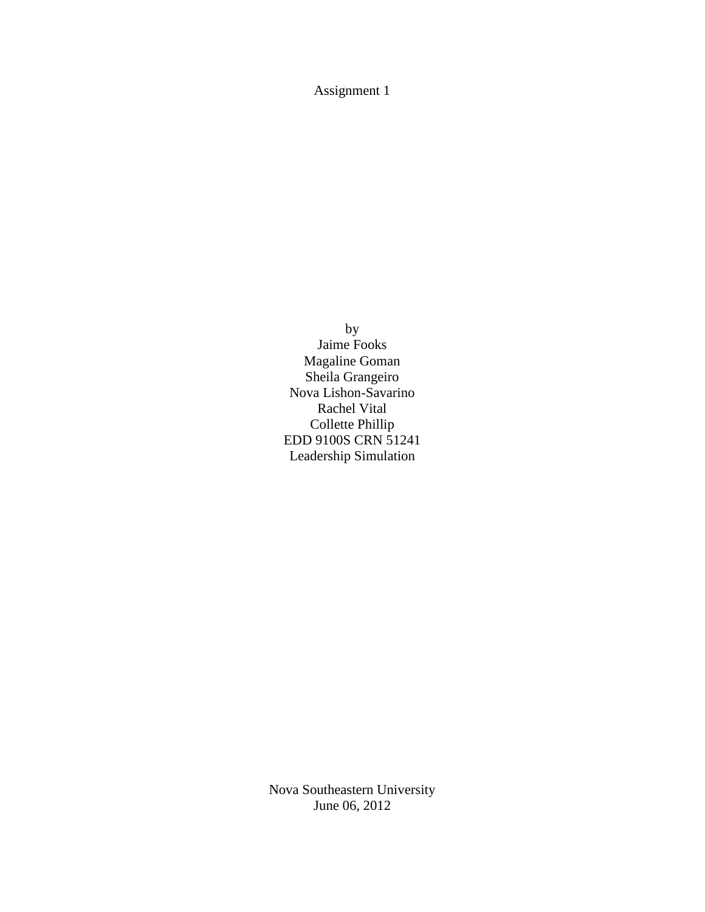Assignment 1

by
Jaime Fooks
Magaline Goman
Sheila Grangeiro
Nova Lishon-Savarino
Rachel Vital
Collette Phillip
EDD 9100S CRN 51241
Leadership Simulation

Nova Southeastern University
June 06, 2012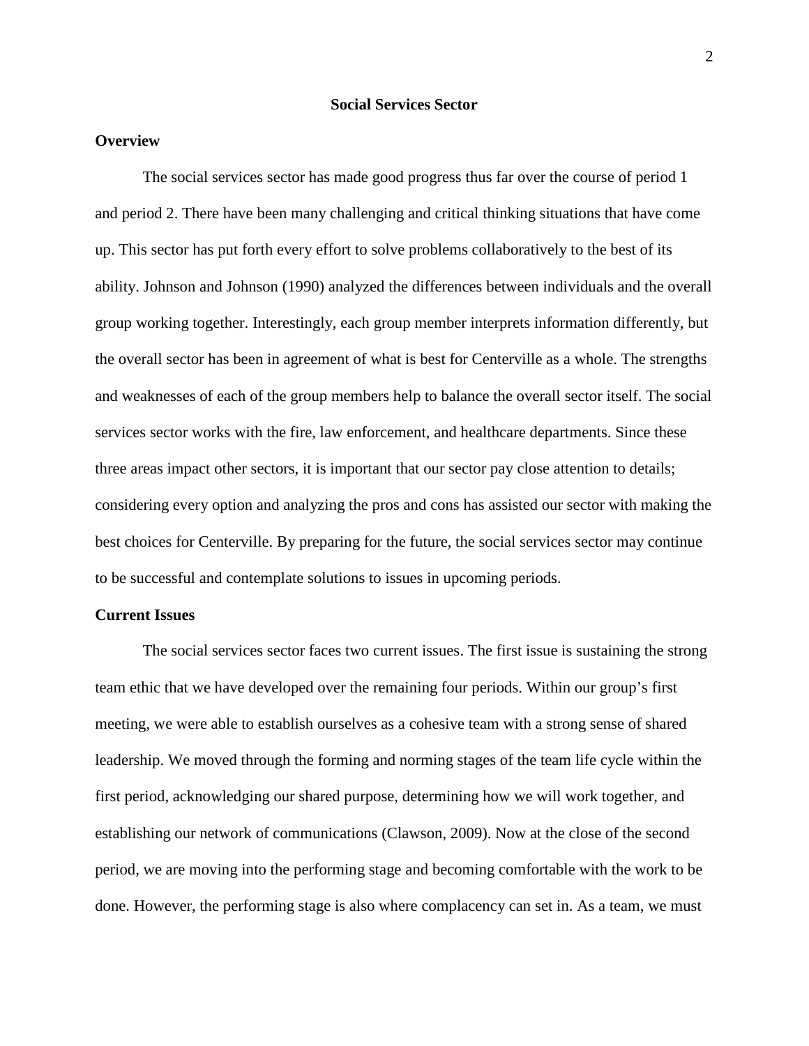# Social Services Sector

## Overview

The social services sector has made good progress thus far over the course of period 1 and period 2. There have been many challenging and critical thinking situations that have come up. This sector has put forth every effort to solve problems collaboratively to the best of its ability. Johnson and Johnson (1990) analyzed the differences between individuals and the overall group working together. Interestingly, each group member interprets information differently, but the overall sector has been in agreement of what is best for Centerville as a whole. The strengths and weaknesses of each of the group members help to balance the overall sector itself. The social services sector works with the fire, law enforcement, and healthcare departments. Since these three areas impact other sectors, it is important that our sector pay close attention to details; considering every option and analyzing the pros and cons has assisted our sector with making the best choices for Centerville. By preparing for the future, the social services sector may continue to be successful and contemplate solutions to issues in upcoming periods.

## Current Issues

The social services sector faces two current issues. The first issue is sustaining the strong team ethic that we have developed over the remaining four periods. Within our group's first meeting, we were able to establish ourselves as a cohesive team with a strong sense of shared leadership. We moved through the forming and norming stages of the team life cycle within the first period, acknowledging our shared purpose, determining how we will work together, and establishing our network of communications (Clawson, 2009). Now at the close of the second period, we are moving into the performing stage and becoming comfortable with the work to be done. However, the performing stage is also where complacency can set in. As a team, we must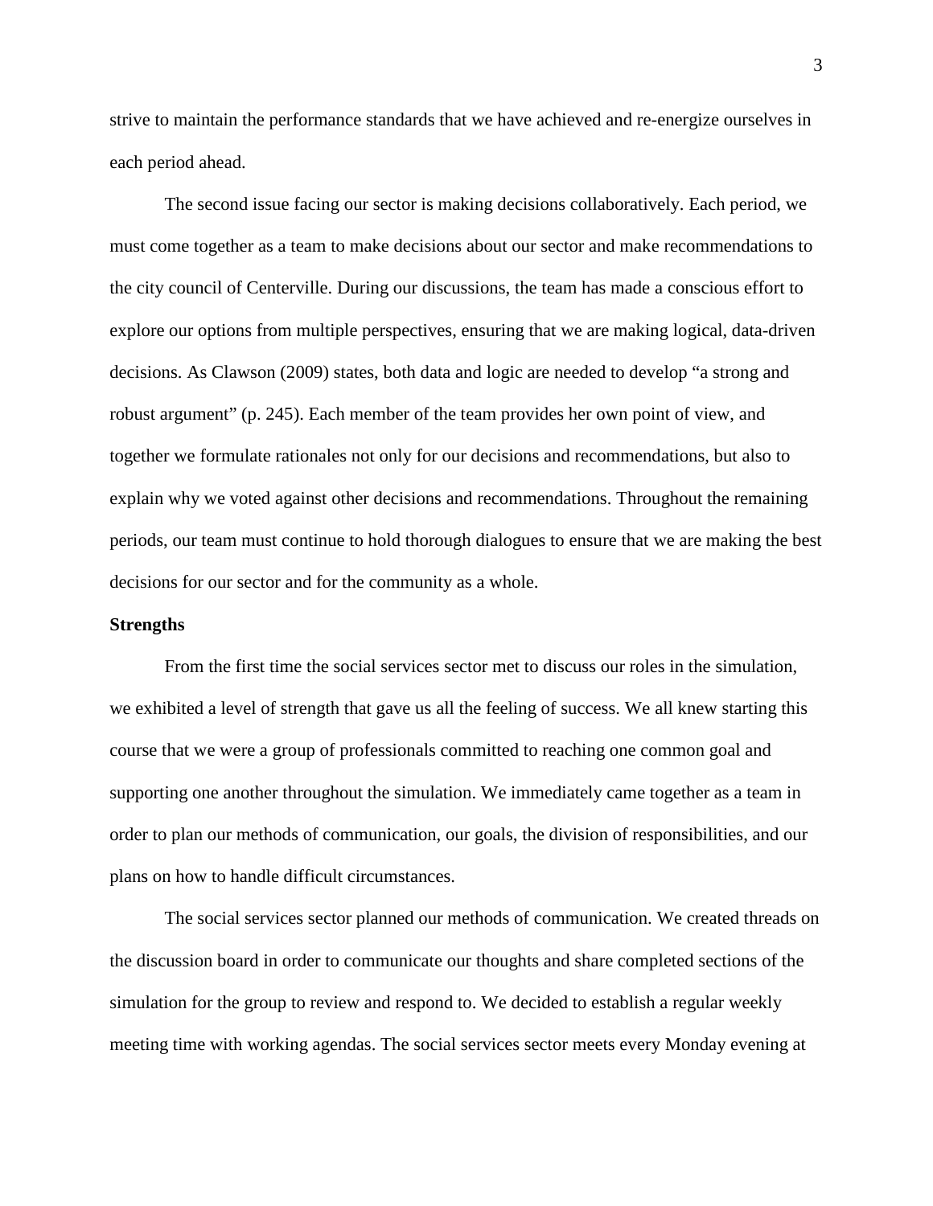strive to maintain the performance standards that we have achieved and re-energize ourselves in each period ahead.

The second issue facing our sector is making decisions collaboratively. Each period, we must come together as a team to make decisions about our sector and make recommendations to the city council of Centerville. During our discussions, the team has made a conscious effort to explore our options from multiple perspectives, ensuring that we are making logical, data-driven decisions. As Clawson (2009) states, both data and logic are needed to develop "a strong and robust argument" (p. 245). Each member of the team provides her own point of view, and together we formulate rationales not only for our decisions and recommendations, but also to explain why we voted against other decisions and recommendations. Throughout the remaining periods, our team must continue to hold thorough dialogues to ensure that we are making the best decisions for our sector and for the community as a whole.

**Strengths**

From the first time the social services sector met to discuss our roles in the simulation, we exhibited a level of strength that gave us all the feeling of success. We all knew starting this course that we were a group of professionals committed to reaching one common goal and supporting one another throughout the simulation. We immediately came together as a team in order to plan our methods of communication, our goals, the division of responsibilities, and our plans on how to handle difficult circumstances.

The social services sector planned our methods of communication. We created threads on the discussion board in order to communicate our thoughts and share completed sections of the simulation for the group to review and respond to. We decided to establish a regular weekly meeting time with working agendas. The social services sector meets every Monday evening at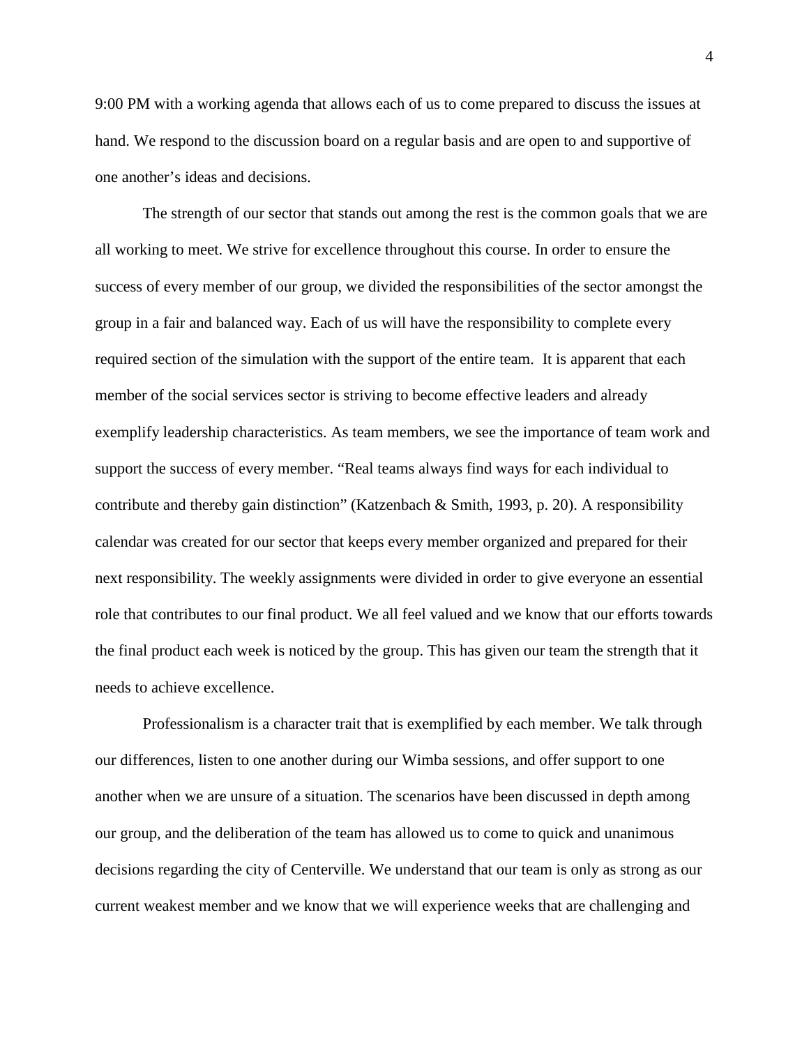9:00 PM with a working agenda that allows each of us to come prepared to discuss the issues at hand. We respond to the discussion board on a regular basis and are open to and supportive of one another's ideas and decisions.

The strength of our sector that stands out among the rest is the common goals that we are all working to meet. We strive for excellence throughout this course. In order to ensure the success of every member of our group, we divided the responsibilities of the sector amongst the group in a fair and balanced way. Each of us will have the responsibility to complete every required section of the simulation with the support of the entire team.  It is apparent that each member of the social services sector is striving to become effective leaders and already exemplify leadership characteristics. As team members, we see the importance of team work and support the success of every member. "Real teams always find ways for each individual to contribute and thereby gain distinction" (Katzenbach & Smith, 1993, p. 20). A responsibility calendar was created for our sector that keeps every member organized and prepared for their next responsibility. The weekly assignments were divided in order to give everyone an essential role that contributes to our final product. We all feel valued and we know that our efforts towards the final product each week is noticed by the group. This has given our team the strength that it needs to achieve excellence.

Professionalism is a character trait that is exemplified by each member. We talk through our differences, listen to one another during our Wimba sessions, and offer support to one another when we are unsure of a situation. The scenarios have been discussed in depth among our group, and the deliberation of the team has allowed us to come to quick and unanimous decisions regarding the city of Centerville. We understand that our team is only as strong as our current weakest member and we know that we will experience weeks that are challenging and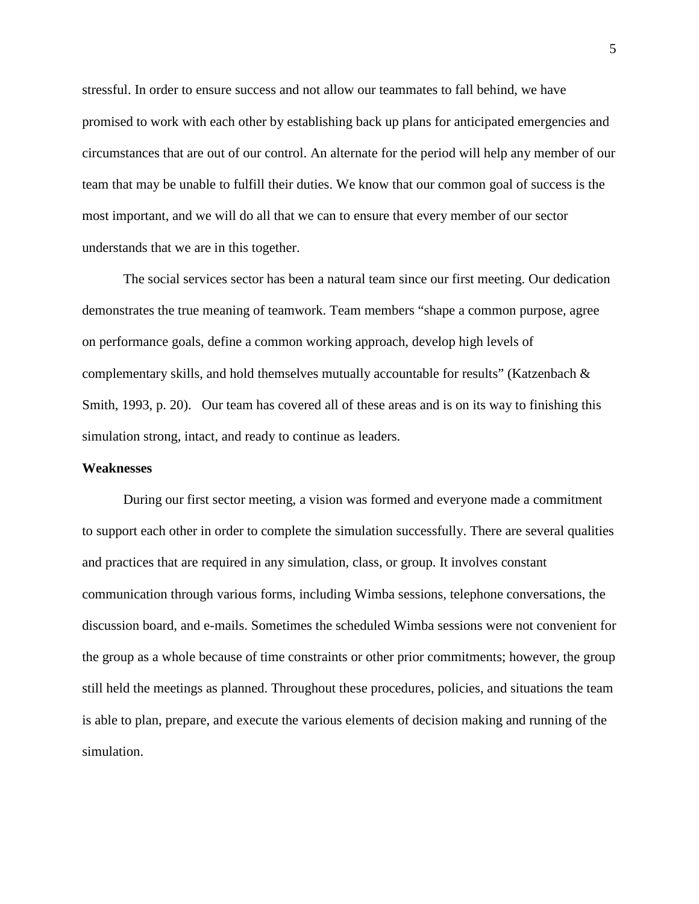stressful. In order to ensure success and not allow our teammates to fall behind, we have promised to work with each other by establishing back up plans for anticipated emergencies and circumstances that are out of our control. An alternate for the period will help any member of our team that may be unable to fulfill their duties. We know that our common goal of success is the most important, and we will do all that we can to ensure that every member of our sector understands that we are in this together.

The social services sector has been a natural team since our first meeting. Our dedication demonstrates the true meaning of teamwork. Team members "shape a common purpose, agree on performance goals, define a common working approach, develop high levels of complementary skills, and hold themselves mutually accountable for results" (Katzenbach & Smith, 1993, p. 20). Our team has covered all of these areas and is on its way to finishing this simulation strong, intact, and ready to continue as leaders.

**Weaknesses**

During our first sector meeting, a vision was formed and everyone made a commitment to support each other in order to complete the simulation successfully. There are several qualities and practices that are required in any simulation, class, or group. It involves constant communication through various forms, including Wimba sessions, telephone conversations, the discussion board, and e-mails. Sometimes the scheduled Wimba sessions were not convenient for the group as a whole because of time constraints or other prior commitments; however, the group still held the meetings as planned. Throughout these procedures, policies, and situations the team is able to plan, prepare, and execute the various elements of decision making and running of the simulation.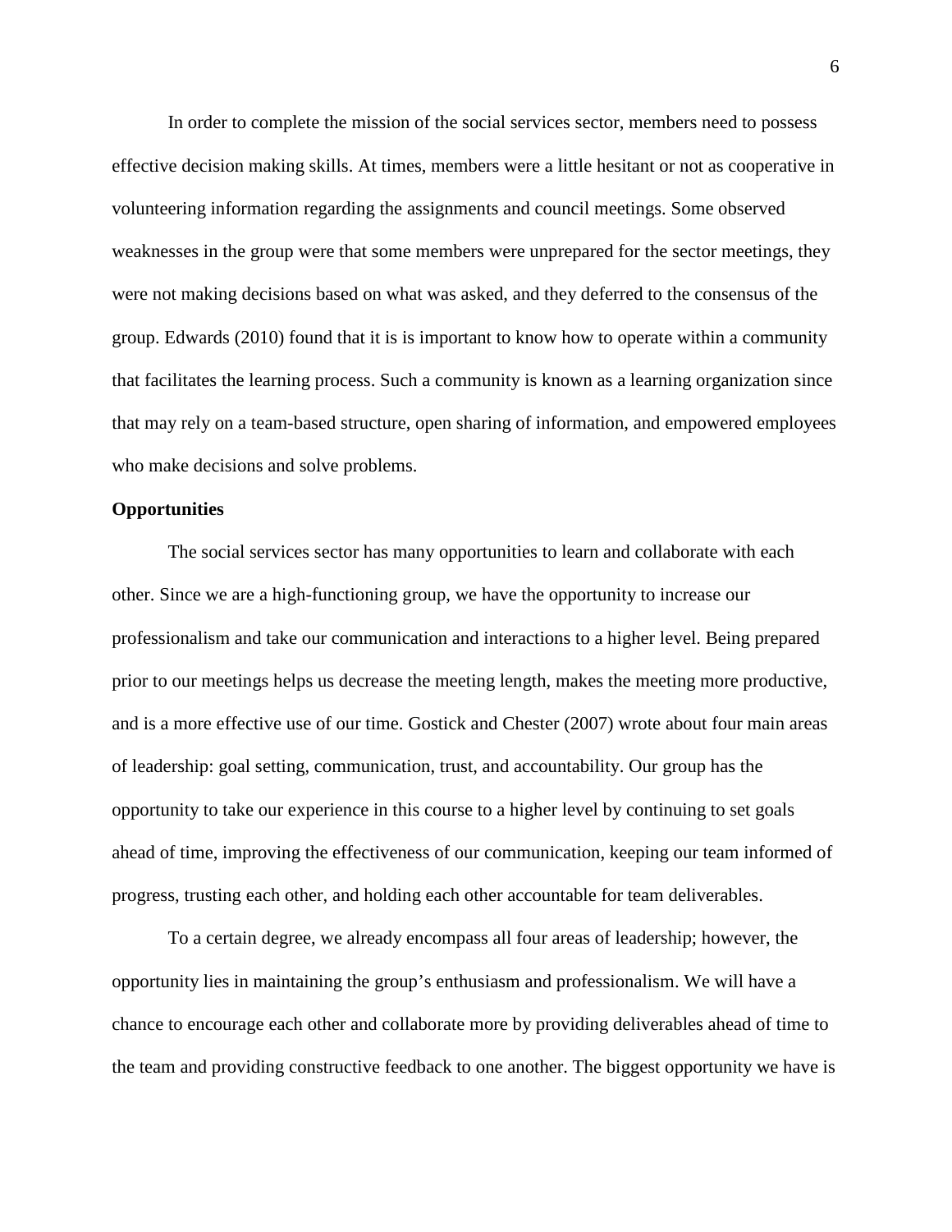In order to complete the mission of the social services sector, members need to possess effective decision making skills. At times, members were a little hesitant or not as cooperative in volunteering information regarding the assignments and council meetings. Some observed weaknesses in the group were that some members were unprepared for the sector meetings, they were not making decisions based on what was asked, and they deferred to the consensus of the group. Edwards (2010) found that it is is important to know how to operate within a community that facilitates the learning process. Such a community is known as a learning organization since that may rely on a team-based structure, open sharing of information, and empowered employees who make decisions and solve problems.

**Opportunities**

The social services sector has many opportunities to learn and collaborate with each other. Since we are a high-functioning group, we have the opportunity to increase our professionalism and take our communication and interactions to a higher level. Being prepared prior to our meetings helps us decrease the meeting length, makes the meeting more productive, and is a more effective use of our time. Gostick and Chester (2007) wrote about four main areas of leadership: goal setting, communication, trust, and accountability. Our group has the opportunity to take our experience in this course to a higher level by continuing to set goals ahead of time, improving the effectiveness of our communication, keeping our team informed of progress, trusting each other, and holding each other accountable for team deliverables.

To a certain degree, we already encompass all four areas of leadership; however, the opportunity lies in maintaining the group's enthusiasm and professionalism. We will have a chance to encourage each other and collaborate more by providing deliverables ahead of time to the team and providing constructive feedback to one another. The biggest opportunity we have is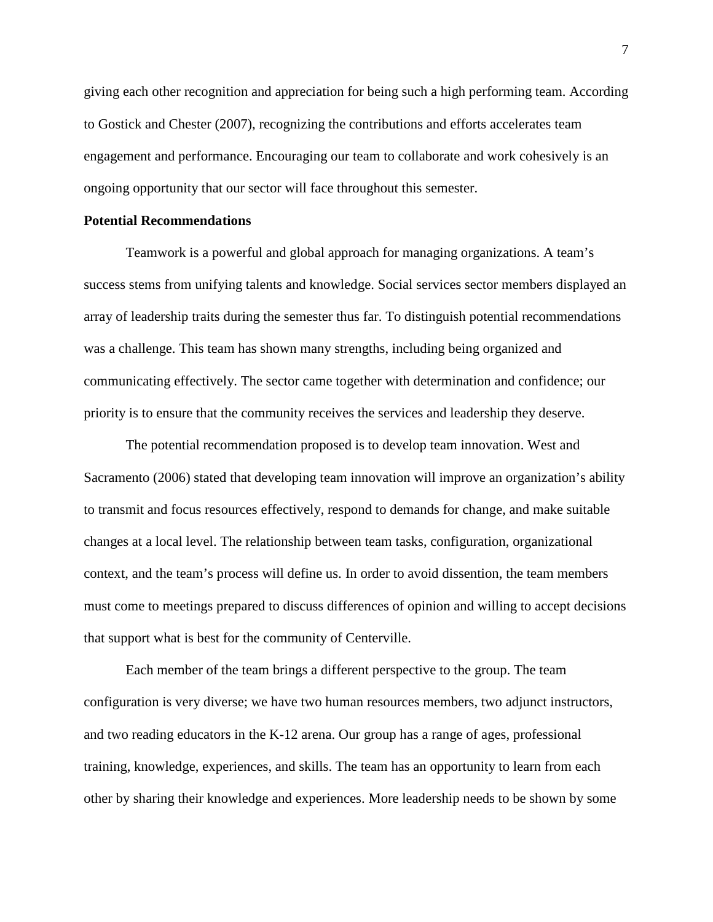giving each other recognition and appreciation for being such a high performing team. According to Gostick and Chester (2007), recognizing the contributions and efforts accelerates team engagement and performance. Encouraging our team to collaborate and work cohesively is an ongoing opportunity that our sector will face throughout this semester.

**Potential Recommendations**

Teamwork is a powerful and global approach for managing organizations. A team's success stems from unifying talents and knowledge. Social services sector members displayed an array of leadership traits during the semester thus far. To distinguish potential recommendations was a challenge. This team has shown many strengths, including being organized and communicating effectively. The sector came together with determination and confidence; our priority is to ensure that the community receives the services and leadership they deserve.

The potential recommendation proposed is to develop team innovation. West and Sacramento (2006) stated that developing team innovation will improve an organization's ability to transmit and focus resources effectively, respond to demands for change, and make suitable changes at a local level. The relationship between team tasks, configuration, organizational context, and the team's process will define us. In order to avoid dissention, the team members must come to meetings prepared to discuss differences of opinion and willing to accept decisions that support what is best for the community of Centerville.

Each member of the team brings a different perspective to the group. The team configuration is very diverse; we have two human resources members, two adjunct instructors, and two reading educators in the K-12 arena. Our group has a range of ages, professional training, knowledge, experiences, and skills. The team has an opportunity to learn from each other by sharing their knowledge and experiences. More leadership needs to be shown by some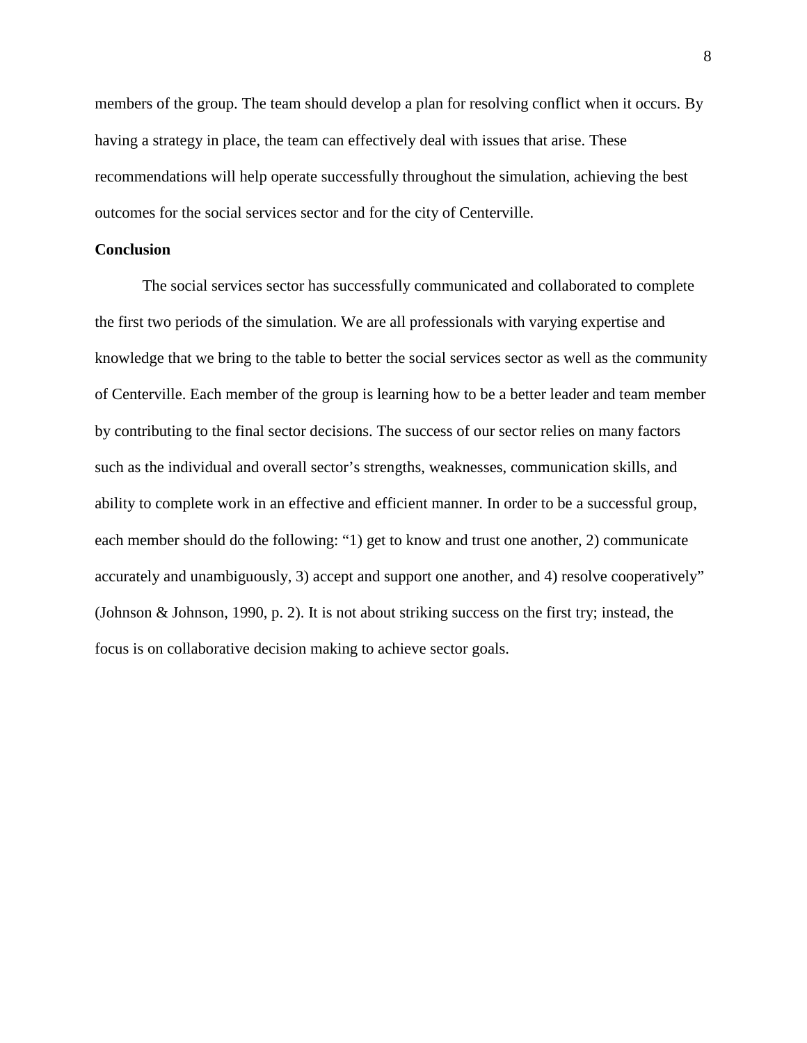members of the group. The team should develop a plan for resolving conflict when it occurs. By having a strategy in place, the team can effectively deal with issues that arise. These recommendations will help operate successfully throughout the simulation, achieving the best outcomes for the social services sector and for the city of Centerville.

**Conclusion**

The social services sector has successfully communicated and collaborated to complete the first two periods of the simulation. We are all professionals with varying expertise and knowledge that we bring to the table to better the social services sector as well as the community of Centerville. Each member of the group is learning how to be a better leader and team member by contributing to the final sector decisions. The success of our sector relies on many factors such as the individual and overall sector's strengths, weaknesses, communication skills, and ability to complete work in an effective and efficient manner. In order to be a successful group, each member should do the following: "1) get to know and trust one another, 2) communicate accurately and unambiguously, 3) accept and support one another, and 4) resolve cooperatively" (Johnson & Johnson, 1990, p. 2). It is not about striking success on the first try; instead, the focus is on collaborative decision making to achieve sector goals.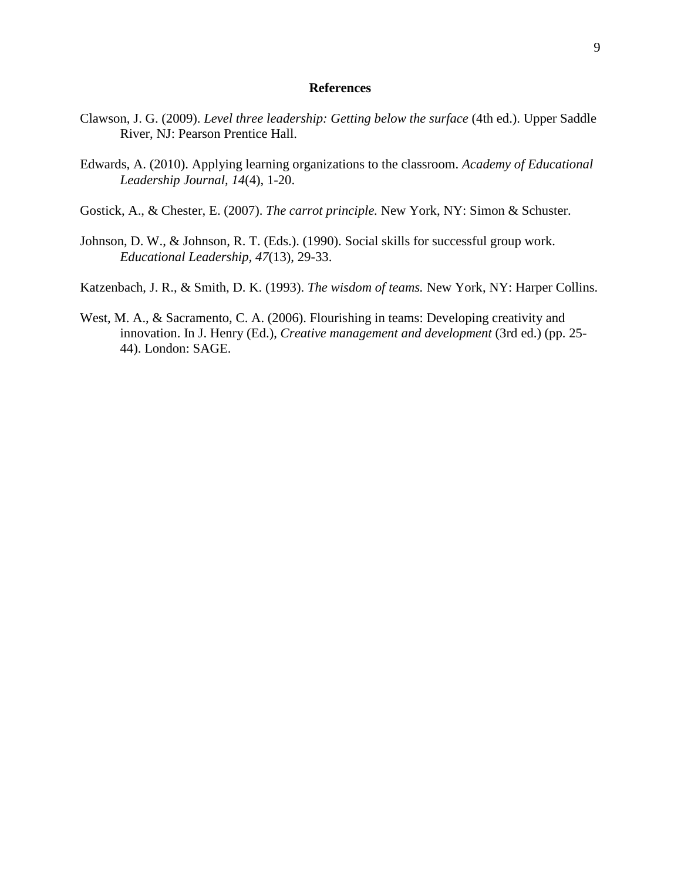## References

Clawson, J. G. (2009). *Level three leadership: Getting below the surface* (4th ed.). Upper Saddle River, NJ: Pearson Prentice Hall.

Edwards, A. (2010). Applying learning organizations to the classroom. *Academy of Educational Leadership Journal*, *14*(4), 1-20.

Gostick, A., & Chester, E. (2007). *The carrot principle.* New York, NY: Simon & Schuster.

Johnson, D. W., & Johnson, R. T. (Eds.). (1990). Social skills for successful group work. *Educational Leadership*, *47*(13), 29-33.

Katzenbach, J. R., & Smith, D. K. (1993). *The wisdom of teams.* New York, NY: Harper Collins.

West, M. A., & Sacramento, C. A. (2006). Flourishing in teams: Developing creativity and innovation. In J. Henry (Ed.), *Creative management and development* (3rd ed.) (pp. 25-44). London: SAGE.